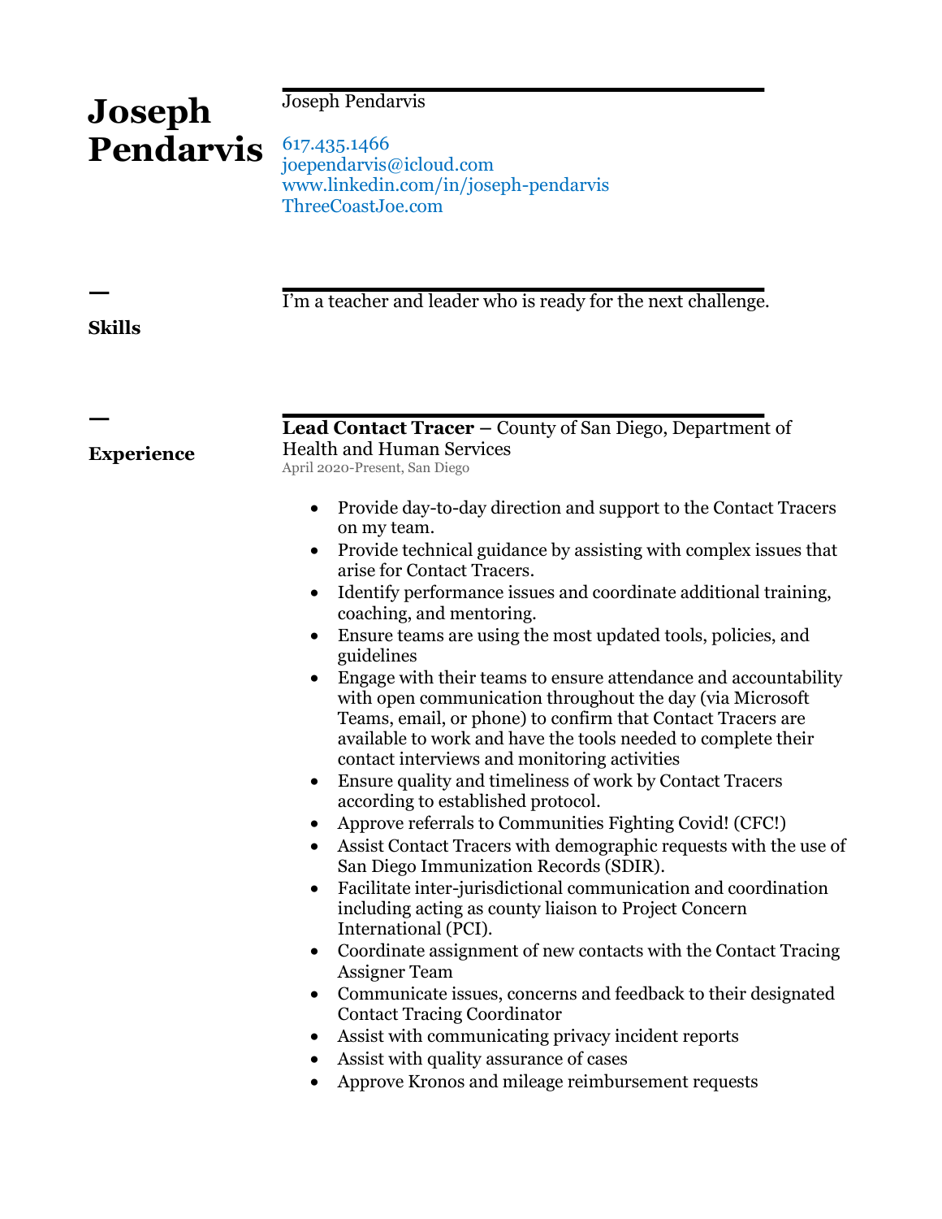# Joseph Pendarvis

Joseph Pendarvis

617.435.1466
joependarvis@icloud.com
www.linkedin.com/in/joseph-pendarvis
ThreeCoastJoe.com

## Skills

I'm a teacher and leader who is ready for the next challenge.

## Experience

**Lead Contact Tracer** – County of San Diego, Department of Health and Human Services
April 2020-Present, San Diego

- Provide day-to-day direction and support to the Contact Tracers on my team.
- Provide technical guidance by assisting with complex issues that arise for Contact Tracers.
- Identify performance issues and coordinate additional training, coaching, and mentoring.
- Ensure teams are using the most updated tools, policies, and guidelines
- Engage with their teams to ensure attendance and accountability with open communication throughout the day (via Microsoft Teams, email, or phone) to confirm that Contact Tracers are available to work and have the tools needed to complete their contact interviews and monitoring activities
- Ensure quality and timeliness of work by Contact Tracers according to established protocol.
- Approve referrals to Communities Fighting Covid! (CFC!)
- Assist Contact Tracers with demographic requests with the use of San Diego Immunization Records (SDIR).
- Facilitate inter-jurisdictional communication and coordination including acting as county liaison to Project Concern International (PCI).
- Coordinate assignment of new contacts with the Contact Tracing Assigner Team
- Communicate issues, concerns and feedback to their designated Contact Tracing Coordinator
- Assist with communicating privacy incident reports
- Assist with quality assurance of cases
- Approve Kronos and mileage reimbursement requests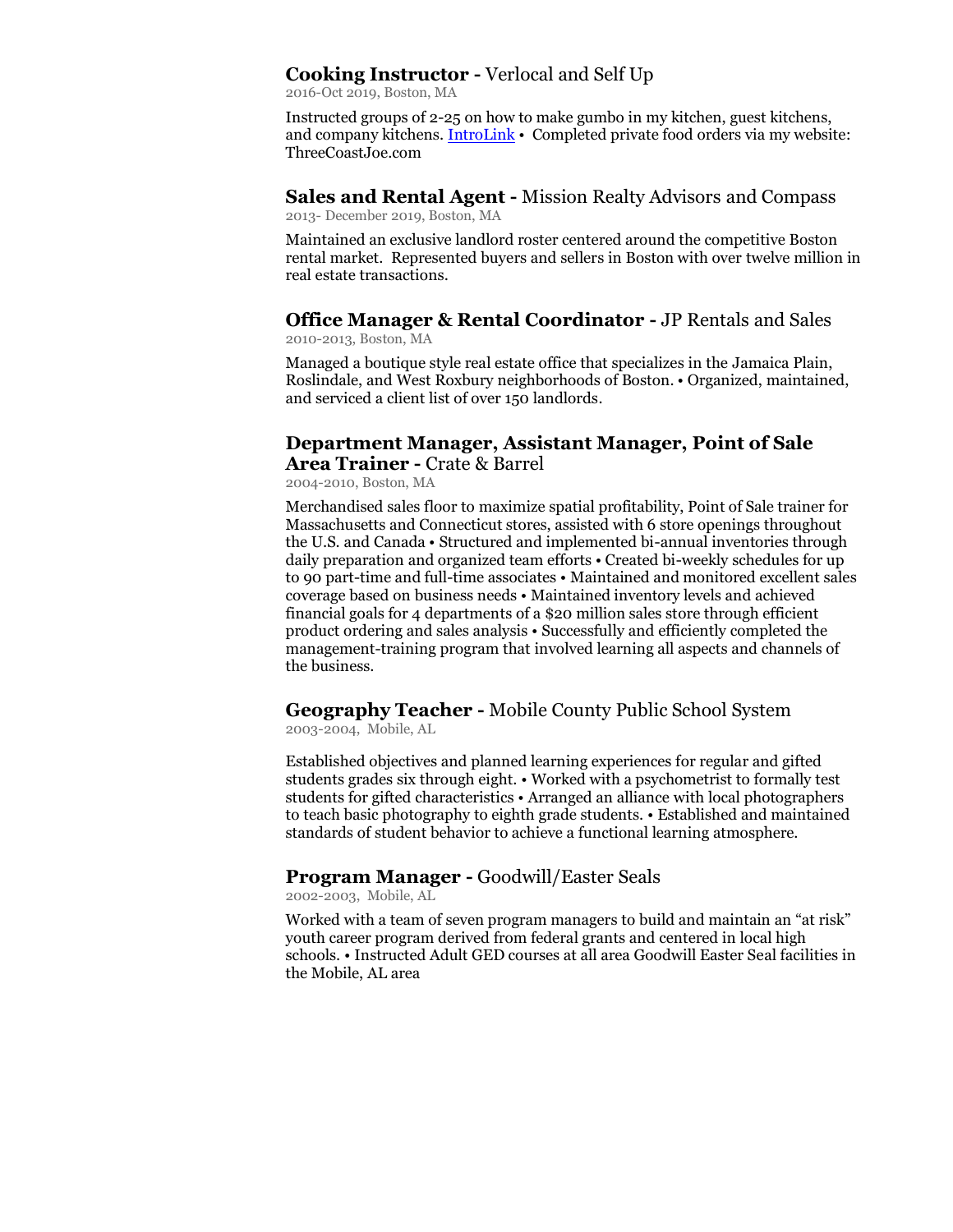### **Cooking Instructor -** Verlocal and Self Up
2016-Oct 2019, Boston, MA

Instructed groups of 2-25 on how to make gumbo in my kitchen, guest kitchens, and company kitchens. IntroLink • Completed private food orders via my website: ThreeCoastJoe.com

### **Sales and Rental Agent -** Mission Realty Advisors and Compass
2013- December 2019, Boston, MA

Maintained an exclusive landlord roster centered around the competitive Boston rental market. Represented buyers and sellers in Boston with over twelve million in real estate transactions.

### **Office Manager & Rental Coordinator -** JP Rentals and Sales
2010-2013, Boston, MA

Managed a boutique style real estate office that specializes in the Jamaica Plain, Roslindale, and West Roxbury neighborhoods of Boston. • Organized, maintained, and serviced a client list of over 150 landlords.

### **Department Manager, Assistant Manager, Point of Sale Area Trainer -** Crate & Barrel
2004-2010, Boston, MA

Merchandised sales floor to maximize spatial profitability, Point of Sale trainer for Massachusetts and Connecticut stores, assisted with 6 store openings throughout the U.S. and Canada • Structured and implemented bi-annual inventories through daily preparation and organized team efforts • Created bi-weekly schedules for up to 90 part-time and full-time associates • Maintained and monitored excellent sales coverage based on business needs • Maintained inventory levels and achieved financial goals for 4 departments of a $20 million sales store through efficient product ordering and sales analysis • Successfully and efficiently completed the management-training program that involved learning all aspects and channels of the business.

### **Geography Teacher -** Mobile County Public School System
2003-2004, Mobile, AL

Established objectives and planned learning experiences for regular and gifted students grades six through eight. • Worked with a psychometrist to formally test students for gifted characteristics • Arranged an alliance with local photographers to teach basic photography to eighth grade students. • Established and maintained standards of student behavior to achieve a functional learning atmosphere.

### **Program Manager -** Goodwill/Easter Seals
2002-2003, Mobile, AL

Worked with a team of seven program managers to build and maintain an "at risk" youth career program derived from federal grants and centered in local high schools. • Instructed Adult GED courses at all area Goodwill Easter Seal facilities in the Mobile, AL area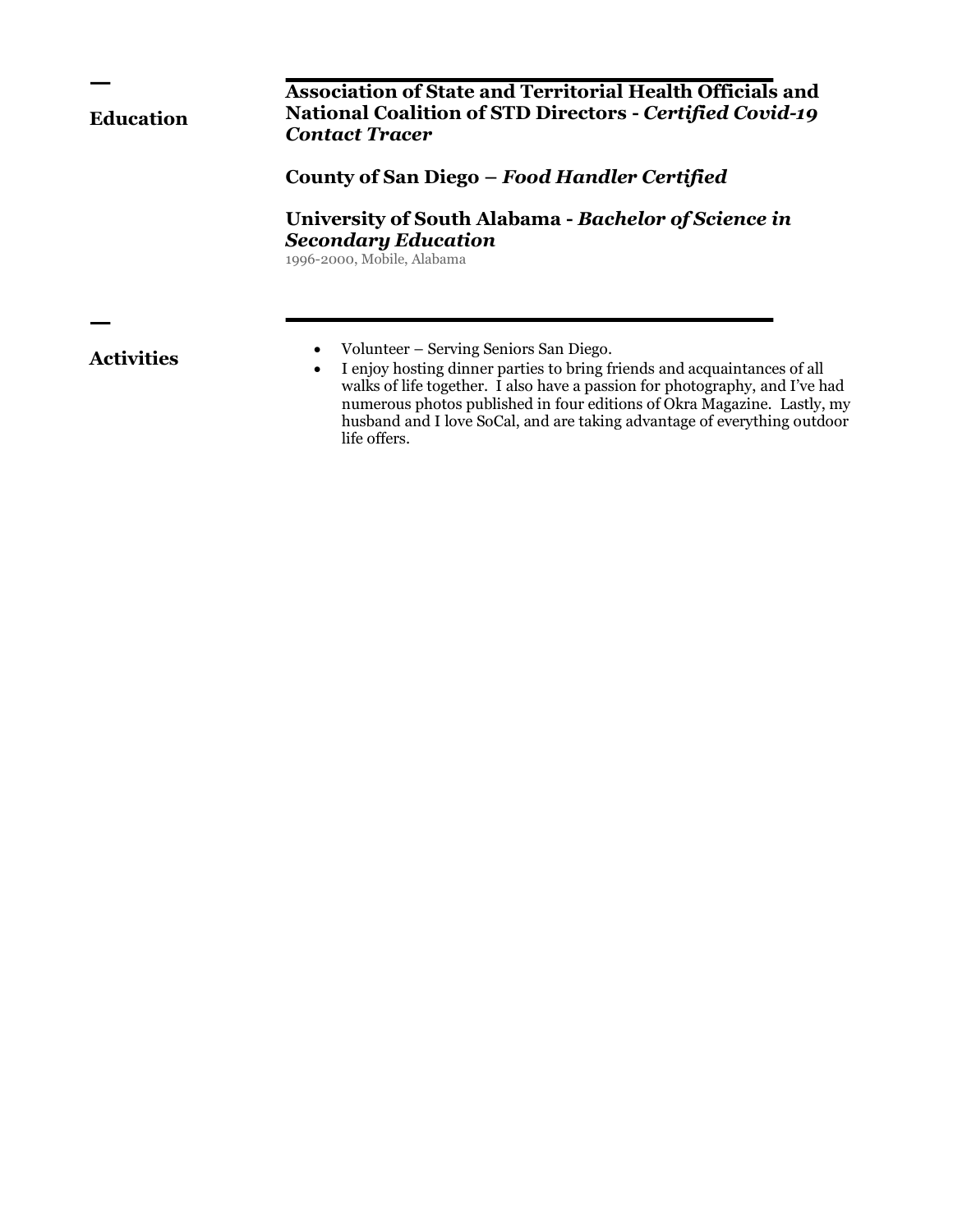## Education

**Association of State and Territorial Health Officials and National Coalition of STD Directors -** ***Certified Covid-19 Contact Tracer***

**County of San Diego –** ***Food Handler Certified***

**University of South Alabama -** ***Bachelor of Science in Secondary Education***
1996-2000, Mobile, Alabama

## Activities

- Volunteer – Serving Seniors San Diego.
- I enjoy hosting dinner parties to bring friends and acquaintances of all walks of life together. I also have a passion for photography, and I've had numerous photos published in four editions of Okra Magazine. Lastly, my husband and I love SoCal, and are taking advantage of everything outdoor life offers.